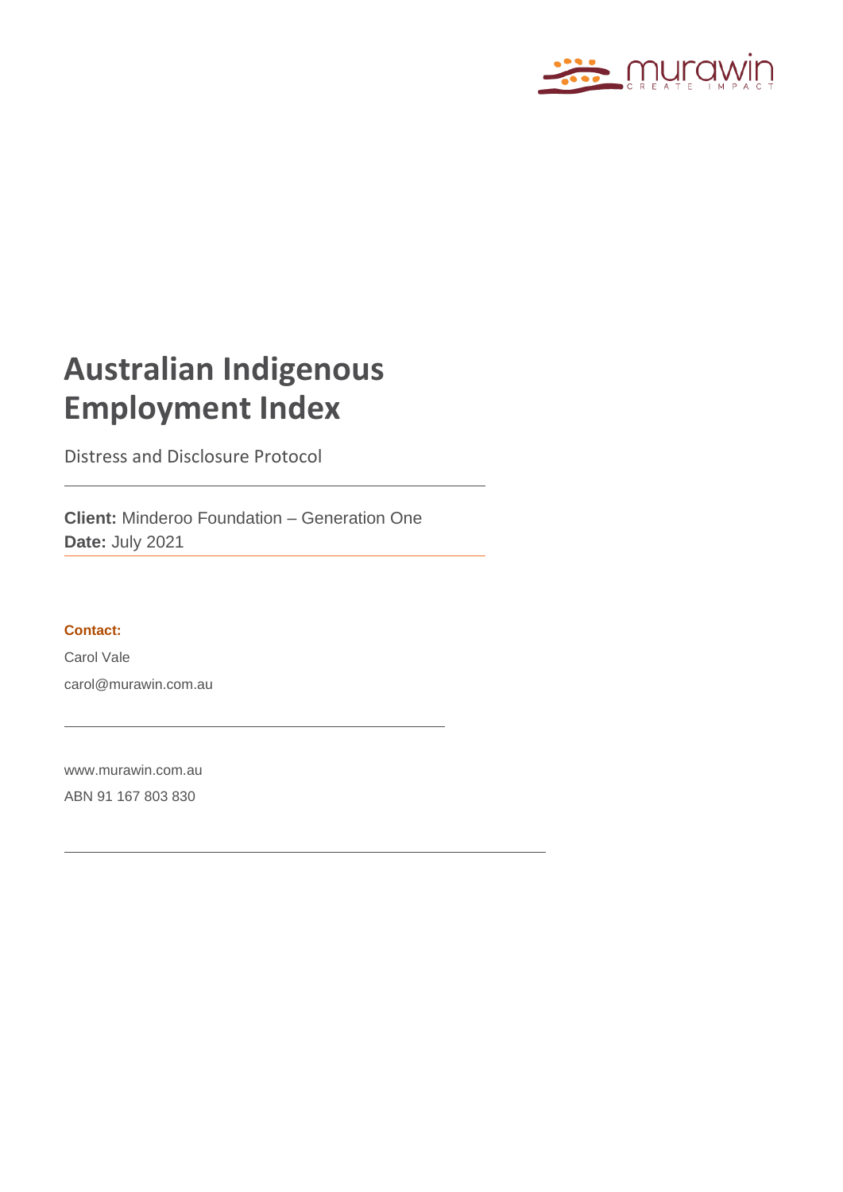# Australian Indigenous Employment Index

Distress and Disclosure Protocol

---

**Client:** Minderoo Foundation – Generation One
**Date:** July 2021

---

**Contact:**

Carol Vale

carol@murawin.com.au

---

www.murawin.com.au

ABN 91 167 803 830

---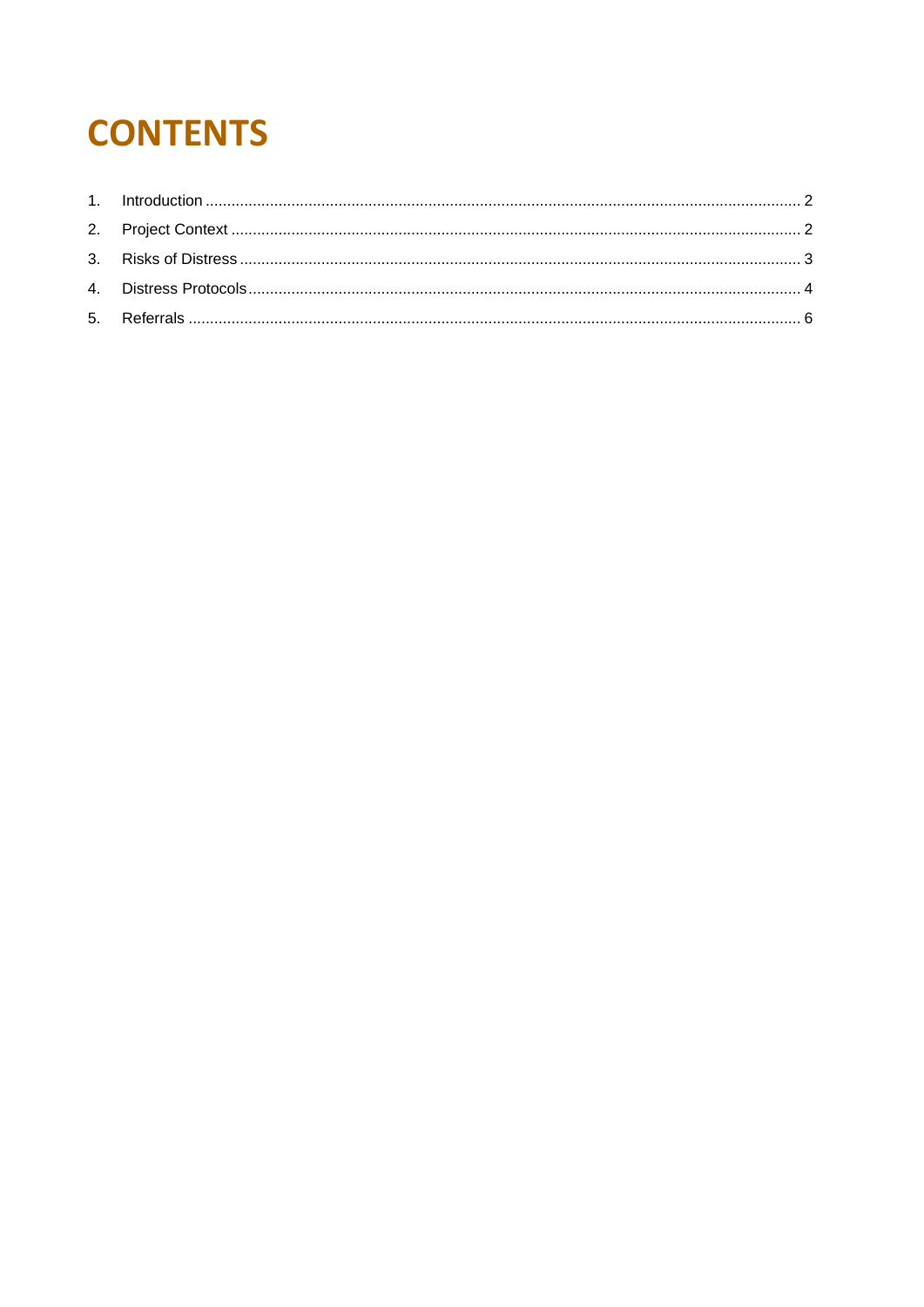# CONTENTS

1. Introduction ........................................................................................................................................ 2
2. Project Context .................................................................................................................................. 2
3. Risks of Distress ................................................................................................................................ 3
4. Distress Protocols .............................................................................................................................. 4
5. Referrals ............................................................................................................................................ 6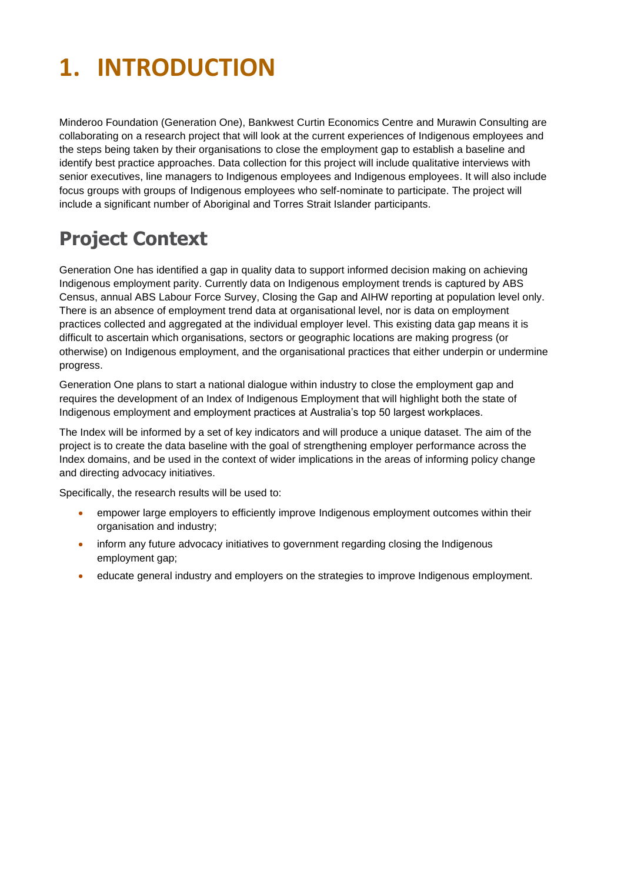# 1. INTRODUCTION

Minderoo Foundation (Generation One), Bankwest Curtin Economics Centre and Murawin Consulting are collaborating on a research project that will look at the current experiences of Indigenous employees and the steps being taken by their organisations to close the employment gap to establish a baseline and identify best practice approaches. Data collection for this project will include qualitative interviews with senior executives, line managers to Indigenous employees and Indigenous employees. It will also include focus groups with groups of Indigenous employees who self-nominate to participate. The project will include a significant number of Aboriginal and Torres Strait Islander participants.

## Project Context

Generation One has identified a gap in quality data to support informed decision making on achieving Indigenous employment parity. Currently data on Indigenous employment trends is captured by ABS Census, annual ABS Labour Force Survey, Closing the Gap and AIHW reporting at population level only. There is an absence of employment trend data at organisational level, nor is data on employment practices collected and aggregated at the individual employer level. This existing data gap means it is difficult to ascertain which organisations, sectors or geographic locations are making progress (or otherwise) on Indigenous employment, and the organisational practices that either underpin or undermine progress.

Generation One plans to start a national dialogue within industry to close the employment gap and requires the development of an Index of Indigenous Employment that will highlight both the state of Indigenous employment and employment practices at Australia's top 50 largest workplaces.

The Index will be informed by a set of key indicators and will produce a unique dataset. The aim of the project is to create the data baseline with the goal of strengthening employer performance across the Index domains, and be used in the context of wider implications in the areas of informing policy change and directing advocacy initiatives.

Specifically, the research results will be used to:

- empower large employers to efficiently improve Indigenous employment outcomes within their organisation and industry;
- inform any future advocacy initiatives to government regarding closing the Indigenous employment gap;
- educate general industry and employers on the strategies to improve Indigenous employment.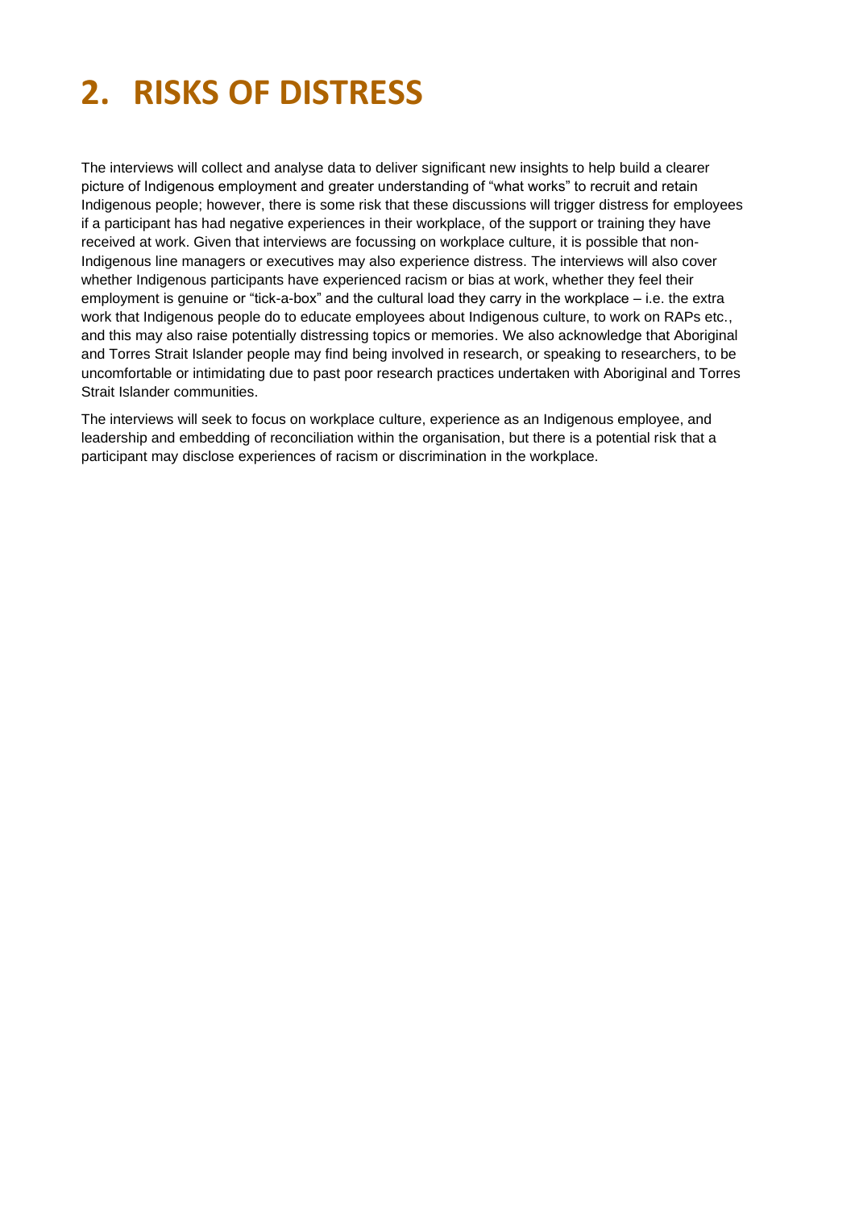# 2. RISKS OF DISTRESS

The interviews will collect and analyse data to deliver significant new insights to help build a clearer picture of Indigenous employment and greater understanding of "what works" to recruit and retain Indigenous people; however, there is some risk that these discussions will trigger distress for employees if a participant has had negative experiences in their workplace, of the support or training they have received at work. Given that interviews are focussing on workplace culture, it is possible that non-Indigenous line managers or executives may also experience distress. The interviews will also cover whether Indigenous participants have experienced racism or bias at work, whether they feel their employment is genuine or "tick-a-box" and the cultural load they carry in the workplace – i.e. the extra work that Indigenous people do to educate employees about Indigenous culture, to work on RAPs etc., and this may also raise potentially distressing topics or memories. We also acknowledge that Aboriginal and Torres Strait Islander people may find being involved in research, or speaking to researchers, to be uncomfortable or intimidating due to past poor research practices undertaken with Aboriginal and Torres Strait Islander communities.

The interviews will seek to focus on workplace culture, experience as an Indigenous employee, and leadership and embedding of reconciliation within the organisation, but there is a potential risk that a participant may disclose experiences of racism or discrimination in the workplace.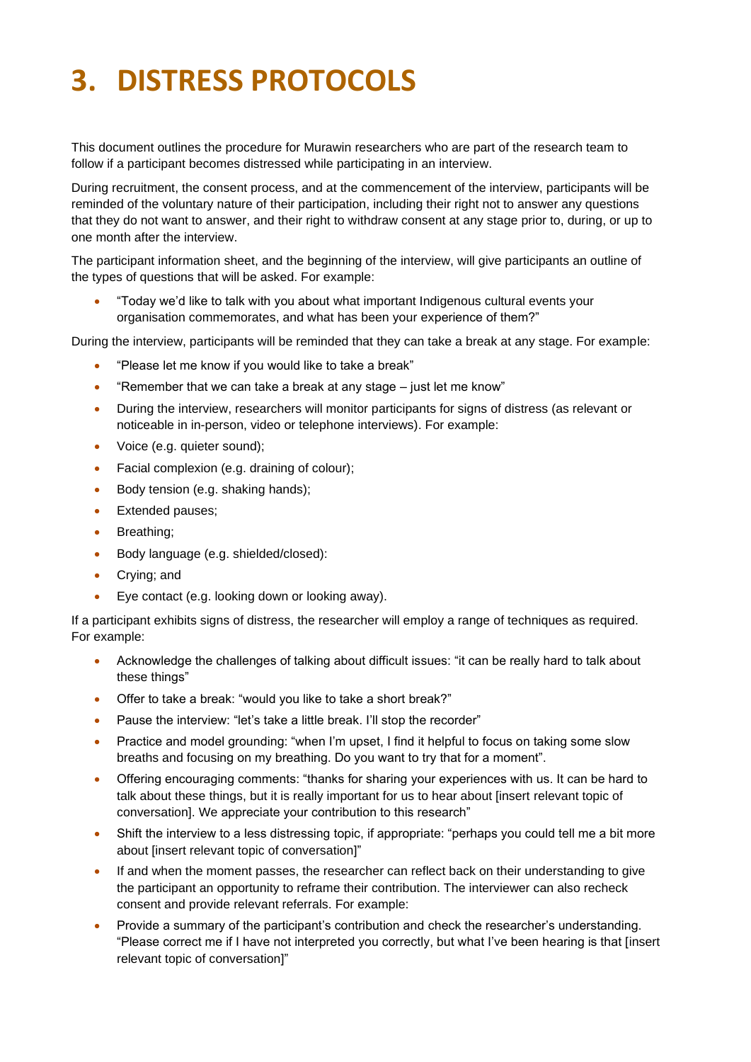# 3. DISTRESS PROTOCOLS

This document outlines the procedure for Murawin researchers who are part of the research team to follow if a participant becomes distressed while participating in an interview.

During recruitment, the consent process, and at the commencement of the interview, participants will be reminded of the voluntary nature of their participation, including their right not to answer any questions that they do not want to answer, and their right to withdraw consent at any stage prior to, during, or up to one month after the interview.

The participant information sheet, and the beginning of the interview, will give participants an outline of the types of questions that will be asked. For example:

- "Today we'd like to talk with you about what important Indigenous cultural events your organisation commemorates, and what has been your experience of them?"

During the interview, participants will be reminded that they can take a break at any stage. For example:

- "Please let me know if you would like to take a break"
- "Remember that we can take a break at any stage – just let me know"
- During the interview, researchers will monitor participants for signs of distress (as relevant or noticeable in in-person, video or telephone interviews). For example:
- Voice (e.g. quieter sound);
- Facial complexion (e.g. draining of colour);
- Body tension (e.g. shaking hands);
- Extended pauses;
- Breathing;
- Body language (e.g. shielded/closed):
- Crying; and
- Eye contact (e.g. looking down or looking away).

If a participant exhibits signs of distress, the researcher will employ a range of techniques as required. For example:

- Acknowledge the challenges of talking about difficult issues: "it can be really hard to talk about these things"
- Offer to take a break: "would you like to take a short break?"
- Pause the interview: "let's take a little break. I'll stop the recorder"
- Practice and model grounding: "when I'm upset, I find it helpful to focus on taking some slow breaths and focusing on my breathing. Do you want to try that for a moment".
- Offering encouraging comments: "thanks for sharing your experiences with us. It can be hard to talk about these things, but it is really important for us to hear about [insert relevant topic of conversation]. We appreciate your contribution to this research"
- Shift the interview to a less distressing topic, if appropriate: "perhaps you could tell me a bit more about [insert relevant topic of conversation]"
- If and when the moment passes, the researcher can reflect back on their understanding to give the participant an opportunity to reframe their contribution. The interviewer can also recheck consent and provide relevant referrals. For example:
- Provide a summary of the participant's contribution and check the researcher's understanding. "Please correct me if I have not interpreted you correctly, but what I've been hearing is that [insert relevant topic of conversation]"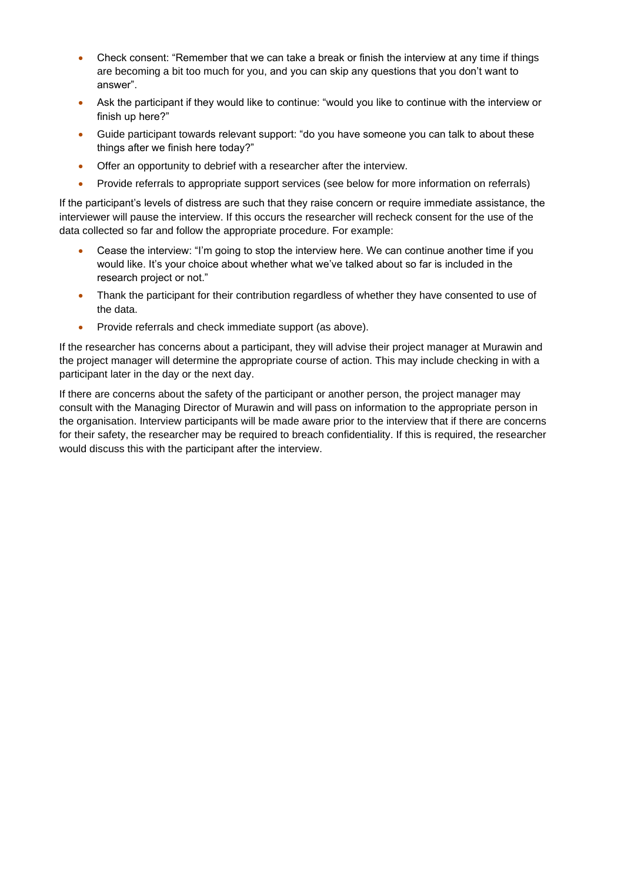- Check consent: "Remember that we can take a break or finish the interview at any time if things are becoming a bit too much for you, and you can skip any questions that you don't want to answer".
- Ask the participant if they would like to continue: "would you like to continue with the interview or finish up here?"
- Guide participant towards relevant support: "do you have someone you can talk to about these things after we finish here today?"
- Offer an opportunity to debrief with a researcher after the interview.
- Provide referrals to appropriate support services (see below for more information on referrals)

If the participant's levels of distress are such that they raise concern or require immediate assistance, the interviewer will pause the interview. If this occurs the researcher will recheck consent for the use of the data collected so far and follow the appropriate procedure. For example:

- Cease the interview: "I'm going to stop the interview here. We can continue another time if you would like. It's your choice about whether what we've talked about so far is included in the research project or not."
- Thank the participant for their contribution regardless of whether they have consented to use of the data.
- Provide referrals and check immediate support (as above).

If the researcher has concerns about a participant, they will advise their project manager at Murawin and the project manager will determine the appropriate course of action. This may include checking in with a participant later in the day or the next day.

If there are concerns about the safety of the participant or another person, the project manager may consult with the Managing Director of Murawin and will pass on information to the appropriate person in the organisation. Interview participants will be made aware prior to the interview that if there are concerns for their safety, the researcher may be required to breach confidentiality. If this is required, the researcher would discuss this with the participant after the interview.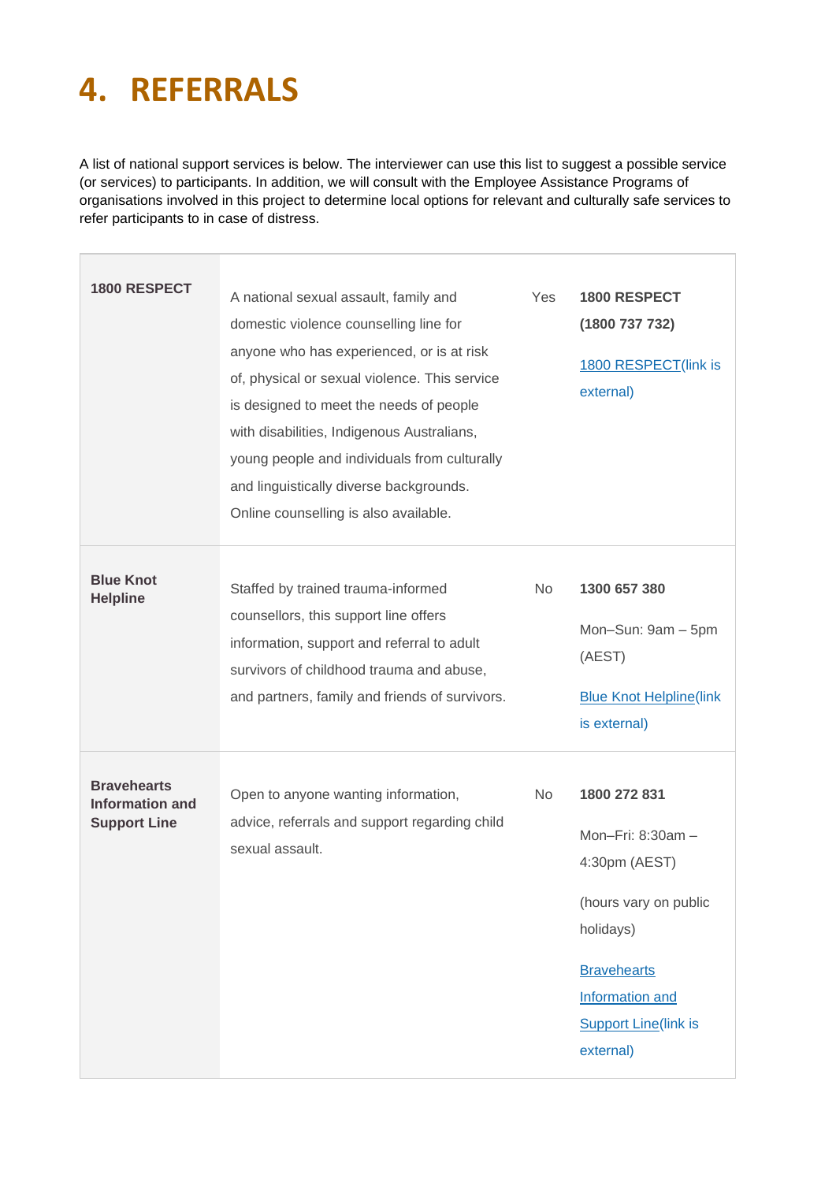# 4. REFERRALS

A list of national support services is below. The interviewer can use this list to suggest a possible service (or services) to participants. In addition, we will consult with the Employee Assistance Programs of organisations involved in this project to determine local options for relevant and culturally safe services to refer participants to in case of distress.

| | | | |
|---|---|---|---|
| **1800 RESPECT** | A national sexual assault, family and domestic violence counselling line for anyone who has experienced, or is at risk of, physical or sexual violence. This service is designed to meet the needs of people with disabilities, Indigenous Australians, young people and individuals from culturally and linguistically diverse backgrounds. Online counselling is also available. | Yes | **1800 RESPECT (1800 737 732)**<br><br>1800 RESPECT(link is external) |
| **Blue Knot Helpline** | Staffed by trained trauma-informed counsellors, this support line offers information, support and referral to adult survivors of childhood trauma and abuse, and partners, family and friends of survivors. | No | **1300 657 380**<br><br>Mon–Sun: 9am – 5pm (AEST)<br><br>Blue Knot Helpline(link is external) |
| **Bravehearts Information and Support Line** | Open to anyone wanting information, advice, referrals and support regarding child sexual assault. | No | **1800 272 831**<br><br>Mon–Fri: 8:30am – 4:30pm (AEST)<br><br>(hours vary on public holidays)<br><br>Bravehearts Information and Support Line(link is external) |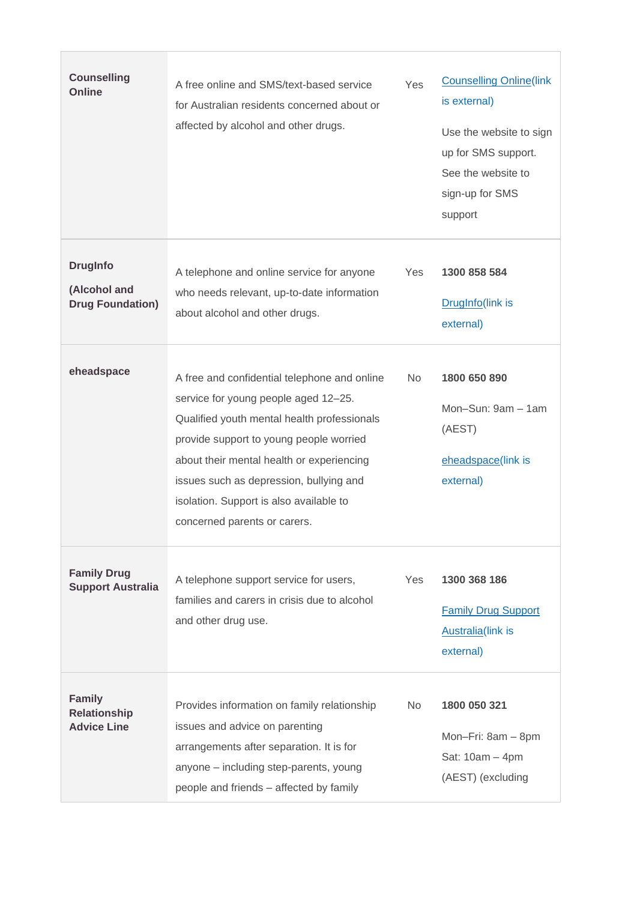| | | | |
|---|---|---|---|
| **Counselling Online** | A free online and SMS/text-based service for Australian residents concerned about or affected by alcohol and other drugs. | Yes | Counselling Online(link is external)<br><br>Use the website to sign up for SMS support. See the website to sign-up for SMS support |
| **DrugInfo**<br><br>**(Alcohol and Drug Foundation)** | A telephone and online service for anyone who needs relevant, up-to-date information about alcohol and other drugs. | Yes | **1300 858 584**<br><br>DrugInfo(link is external) |
| **eheadspace** | A free and confidential telephone and online service for young people aged 12–25. Qualified youth mental health professionals provide support to young people worried about their mental health or experiencing issues such as depression, bullying and isolation. Support is also available to concerned parents or carers. | No | **1800 650 890**<br><br>Mon–Sun: 9am – 1am (AEST)<br><br>eheadspace(link is external) |
| **Family Drug Support Australia** | A telephone support service for users, families and carers in crisis due to alcohol and other drug use. | Yes | **1300 368 186**<br><br>Family Drug Support Australia(link is external) |
| **Family Relationship Advice Line** | Provides information on family relationship issues and advice on parenting arrangements after separation. It is for anyone – including step-parents, young people and friends – affected by family | No | **1800 050 321**<br><br>Mon–Fri: 8am – 8pm<br>Sat: 10am – 4pm (AEST) (excluding |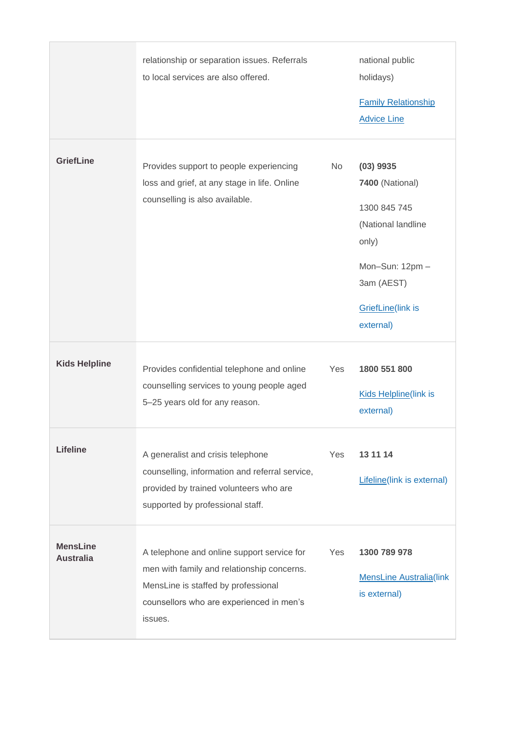| | | | |
|---|---|---|---|
| | relationship or separation issues. Referrals to local services are also offered. | | national public holidays) [Family Relationship Advice Line] |
| **GriefLine** | Provides support to people experiencing loss and grief, at any stage in life. Online counselling is also available. | No | **(03) 9935 7400** (National) 1300 845 745 (National landline only) Mon–Sun: 12pm – 3am (AEST) [GriefLine](link is external) |
| **Kids Helpline** | Provides confidential telephone and online counselling services to young people aged 5–25 years old for any reason. | Yes | **1800 551 800** [Kids Helpline](link is external) |
| **Lifeline** | A generalist and crisis telephone counselling, information and referral service, provided by trained volunteers who are supported by professional staff. | Yes | **13 11 14** [Lifeline](link is external) |
| **MensLine Australia** | A telephone and online support service for men with family and relationship concerns. MensLine is staffed by professional counsellors who are experienced in men's issues. | Yes | **1300 789 978** [MensLine Australia](link is external) |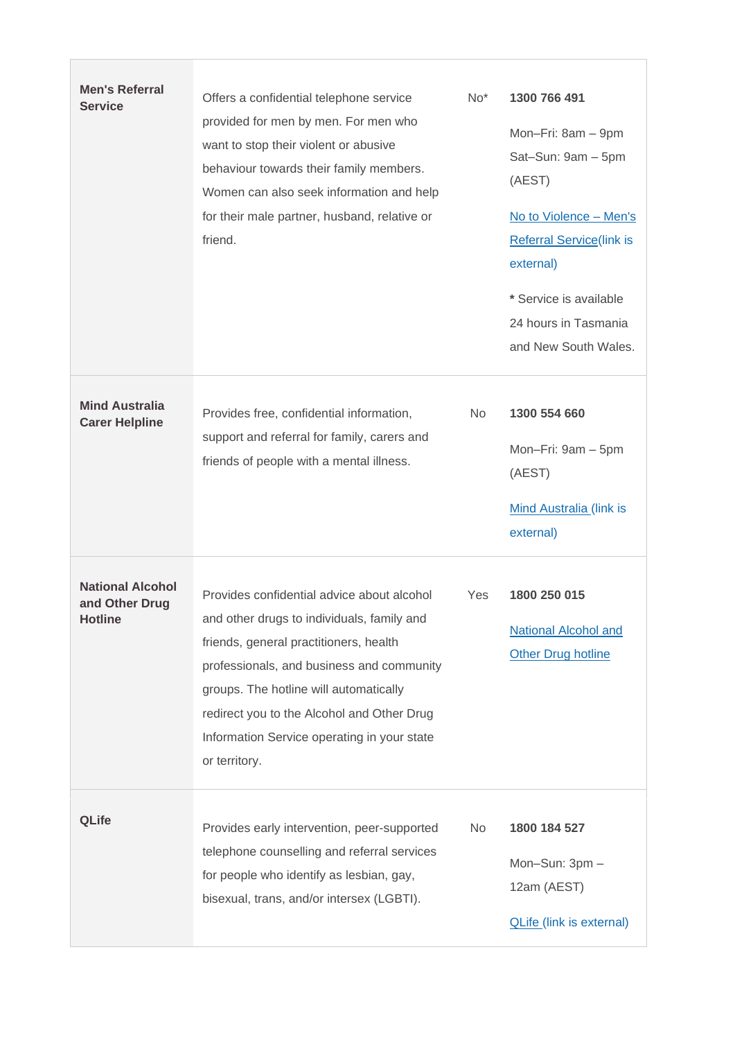| | | | |
|---|---|---|---|
| **Men's Referral Service** | Offers a confidential telephone service provided for men by men. For men who want to stop their violent or abusive behaviour towards their family members. Women can also seek information and help for their male partner, husband, relative or friend. | No* | **1300 766 491**<br><br>Mon–Fri: 8am – 9pm<br>Sat–Sun: 9am – 5pm (AEST)<br><br>No to Violence – Men's Referral Service(link is external)<br><br>* Service is available 24 hours in Tasmania and New South Wales. |
| **Mind Australia Carer Helpline** | Provides free, confidential information, support and referral for family, carers and friends of people with a mental illness. | No | **1300 554 660**<br><br>Mon–Fri: 9am – 5pm (AEST)<br><br>Mind Australia (link is external) |
| **National Alcohol and Other Drug Hotline** | Provides confidential advice about alcohol and other drugs to individuals, family and friends, general practitioners, health professionals, and business and community groups. The hotline will automatically redirect you to the Alcohol and Other Drug Information Service operating in your state or territory. | Yes | **1800 250 015**<br><br>National Alcohol and Other Drug hotline |
| **QLife** | Provides early intervention, peer-supported telephone counselling and referral services for people who identify as lesbian, gay, bisexual, trans, and/or intersex (LGBTI). | No | **1800 184 527**<br><br>Mon–Sun: 3pm – 12am (AEST)<br><br>QLife (link is external) |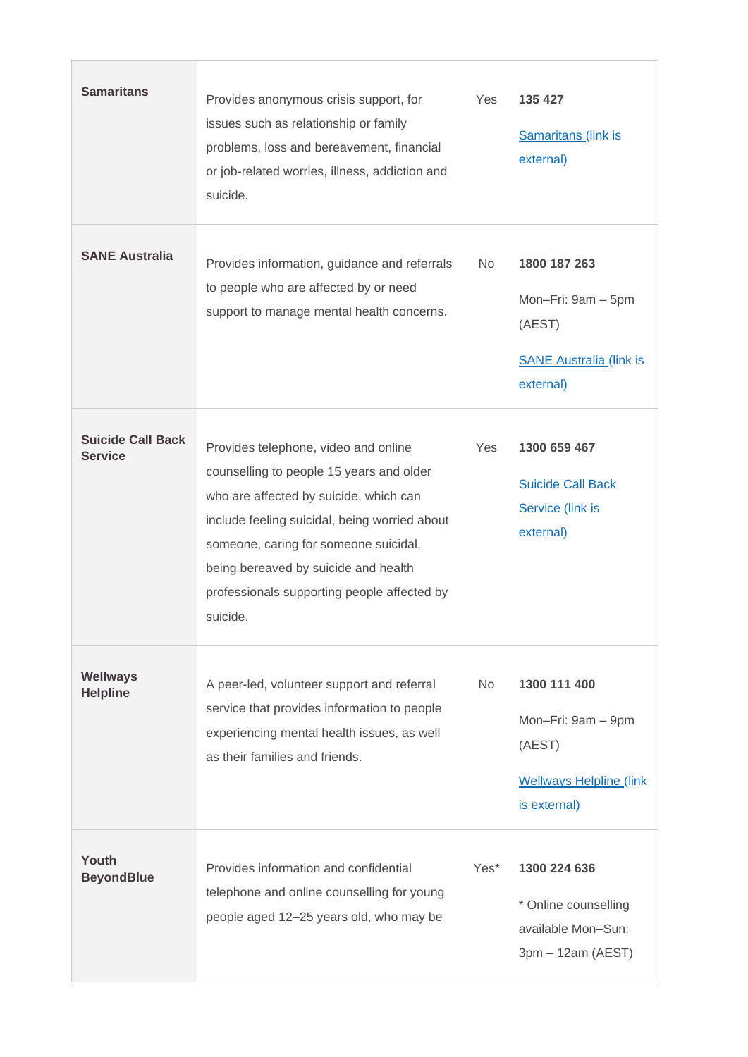| | | | |
|---|---|---|---|
| **Samaritans** | Provides anonymous crisis support, for issues such as relationship or family problems, loss and bereavement, financial or job-related worries, illness, addiction and suicide. | Yes | **135 427**<br><br>Samaritans (link is external) |
| **SANE Australia** | Provides information, guidance and referrals to people who are affected by or need support to manage mental health concerns. | No | **1800 187 263**<br><br>Mon–Fri: 9am – 5pm (AEST)<br><br>SANE Australia (link is external) |
| **Suicide Call Back Service** | Provides telephone, video and online counselling to people 15 years and older who are affected by suicide, which can include feeling suicidal, being worried about someone, caring for someone suicidal, being bereaved by suicide and health professionals supporting people affected by suicide. | Yes | **1300 659 467**<br><br>Suicide Call Back Service (link is external) |
| **Wellways Helpline** | A peer-led, volunteer support and referral service that provides information to people experiencing mental health issues, as well as their families and friends. | No | **1300 111 400**<br><br>Mon–Fri: 9am – 9pm (AEST)<br><br>Wellways Helpline (link is external) |
| **Youth BeyondBlue** | Provides information and confidential telephone and online counselling for young people aged 12–25 years old, who may be | Yes* | **1300 224 636**<br><br>* Online counselling available Mon–Sun: 3pm – 12am (AEST) |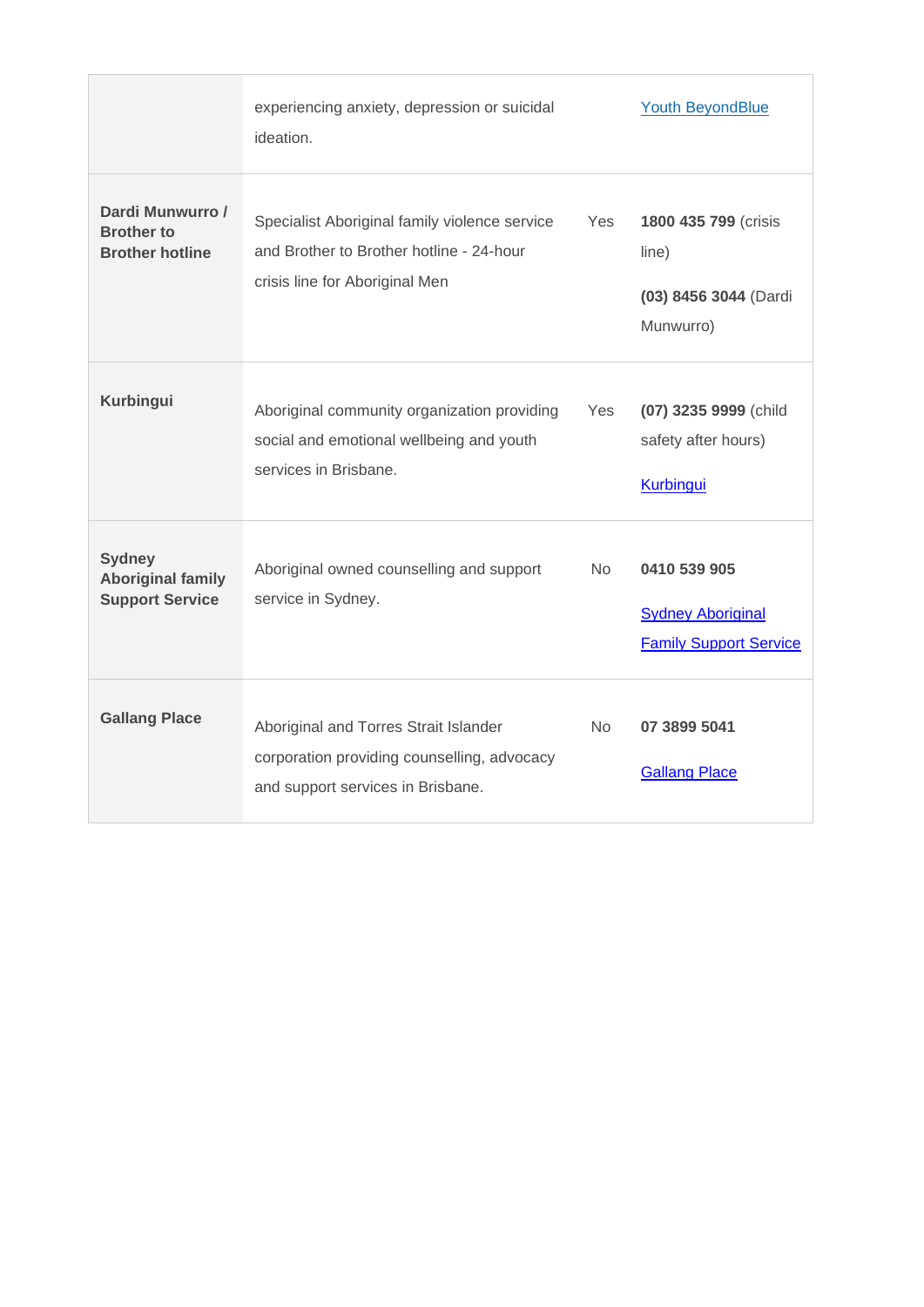| | | | |
|---|---|---|---|
| | experiencing anxiety, depression or suicidal ideation. | | Youth BeyondBlue |
| **Dardi Munwurro / Brother to Brother hotline** | Specialist Aboriginal family violence service and Brother to Brother hotline - 24-hour crisis line for Aboriginal Men | Yes | **1800 435 799** (crisis line)<br><br>**(03) 8456 3044** (Dardi Munwurro) |
| **Kurbingui** | Aboriginal community organization providing social and emotional wellbeing and youth services in Brisbane. | Yes | **(07) 3235 9999** (child safety after hours)<br><br>Kurbingui |
| **Sydney Aboriginal family Support Service** | Aboriginal owned counselling and support service in Sydney. | No | **0410 539 905**<br><br>Sydney Aboriginal Family Support Service |
| **Gallang Place** | Aboriginal and Torres Strait Islander corporation providing counselling, advocacy and support services in Brisbane. | No | **07 3899 5041**<br><br>Gallang Place |